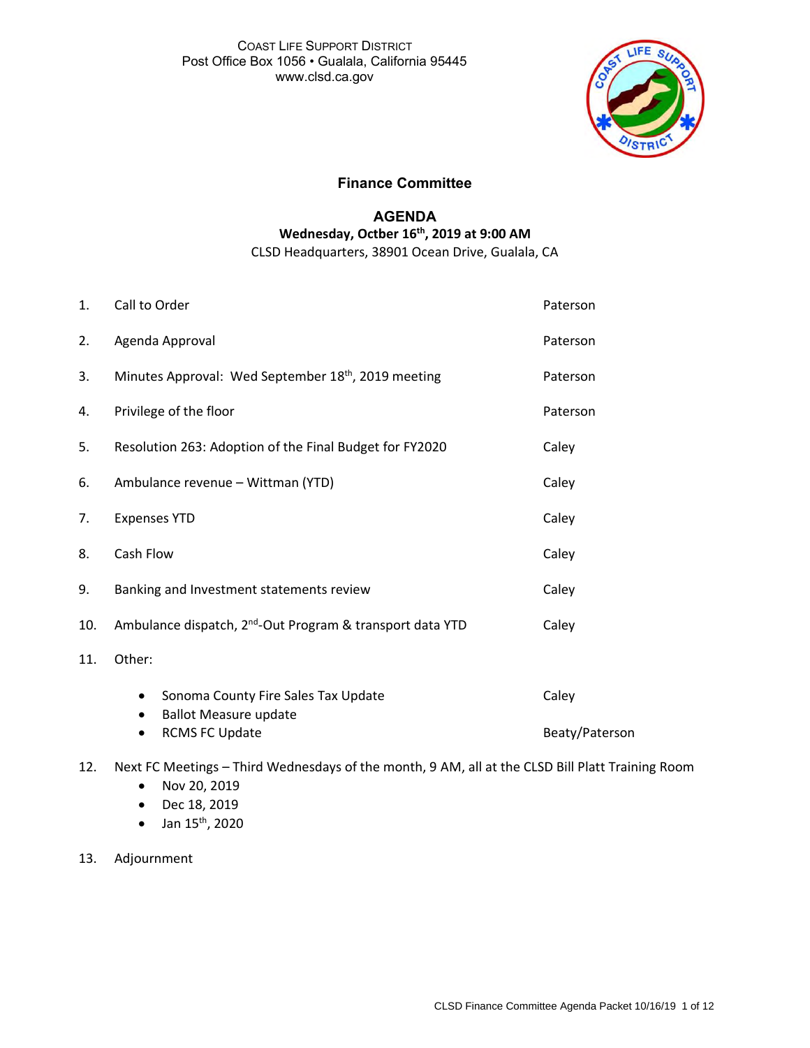COAST LIFE SUPPORT DISTRICT
Post Office Box 1056 • Gualala, California 95445
www.clsd.ca.gov

## Finance Committee

## AGENDA

**Wednesday, Octber 16th, 2019 at 9:00 AM**

CLSD Headquarters, 38901 Ocean Drive, Gualala, CA

| | | |
|---|---|---|
| 1. | Call to Order | Paterson |
| 2. | Agenda Approval | Paterson |
| 3. | Minutes Approval: Wed September 18th, 2019 meeting | Paterson |
| 4. | Privilege of the floor | Paterson |
| 5. | Resolution 263: Adoption of the Final Budget for FY2020 | Caley |
| 6. | Ambulance revenue – Wittman (YTD) | Caley |
| 7. | Expenses YTD | Caley |
| 8. | Cash Flow | Caley |
| 9. | Banking and Investment statements review | Caley |
| 10. | Ambulance dispatch, 2nd-Out Program & transport data YTD | Caley |
| 11. | Other: | |
| | • Sonoma County Fire Sales Tax Update | Caley |
| | • Ballot Measure update | |
| | • RCMS FC Update | Beaty/Paterson |

12. Next FC Meetings – Third Wednesdays of the month, 9 AM, all at the CLSD Bill Platt Training Room
    - Nov 20, 2019
    - Dec 18, 2019
    - Jan 15th, 2020

13. Adjournment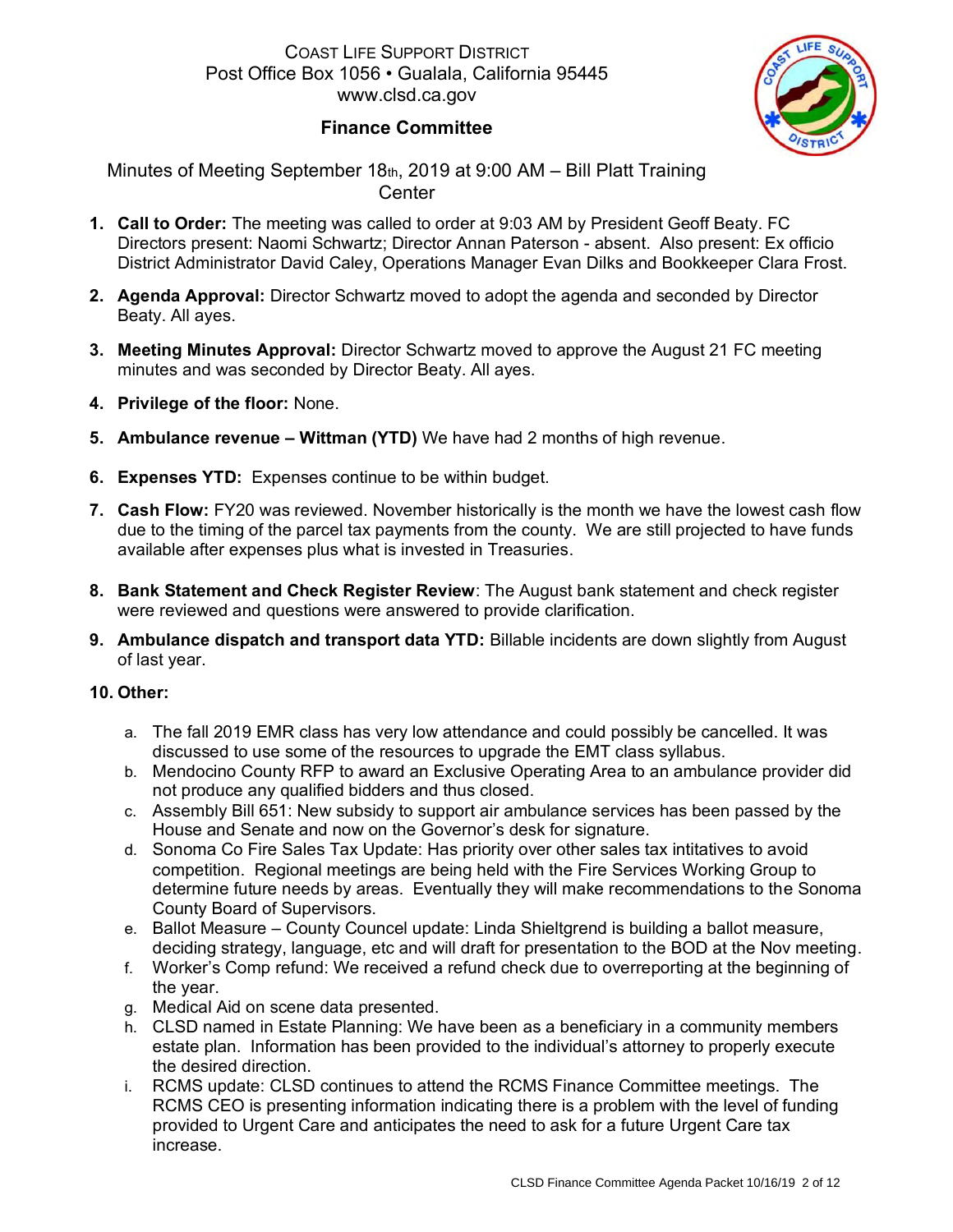COAST LIFE SUPPORT DISTRICT
Post Office Box 1056 • Gualala, California 95445
www.clsd.ca.gov

## Finance Committee

Minutes of Meeting September 18th, 2019 at 9:00 AM – Bill Platt Training Center

1. **Call to Order:** The meeting was called to order at 9:03 AM by President Geoff Beaty. FC Directors present: Naomi Schwartz; Director Annan Paterson - absent. Also present: Ex officio District Administrator David Caley, Operations Manager Evan Dilks and Bookkeeper Clara Frost.
2. **Agenda Approval:** Director Schwartz moved to adopt the agenda and seconded by Director Beaty. All ayes.
3. **Meeting Minutes Approval:** Director Schwartz moved to approve the August 21 FC meeting minutes and was seconded by Director Beaty. All ayes.
4. **Privilege of the floor:** None.
5. **Ambulance revenue – Wittman (YTD)** We have had 2 months of high revenue.
6. **Expenses YTD:** Expenses continue to be within budget.
7. **Cash Flow:** FY20 was reviewed. November historically is the month we have the lowest cash flow due to the timing of the parcel tax payments from the county. We are still projected to have funds available after expenses plus what is invested in Treasuries.
8. **Bank Statement and Check Register Review**: The August bank statement and check register were reviewed and questions were answered to provide clarification.
9. **Ambulance dispatch and transport data YTD:** Billable incidents are down slightly from August of last year.
10. **Other:**
    a. The fall 2019 EMR class has very low attendance and could possibly be cancelled. It was discussed to use some of the resources to upgrade the EMT class syllabus.
    b. Mendocino County RFP to award an Exclusive Operating Area to an ambulance provider did not produce any qualified bidders and thus closed.
    c. Assembly Bill 651: New subsidy to support air ambulance services has been passed by the House and Senate and now on the Governor's desk for signature.
    d. Sonoma Co Fire Sales Tax Update: Has priority over other sales tax intitatives to avoid competition. Regional meetings are being held with the Fire Services Working Group to determine future needs by areas. Eventually they will make recommendations to the Sonoma County Board of Supervisors.
    e. Ballot Measure – County Council update: Linda Shieltgrend is building a ballot measure, deciding strategy, language, etc and will draft for presentation to the BOD at the Nov meeting.
    f. Worker's Comp refund: We received a refund check due to overreporting at the beginning of the year.
    g. Medical Aid on scene data presented.
    h. CLSD named in Estate Planning: We have been as a beneficiary in a community members estate plan. Information has been provided to the individual's attorney to properly execute the desired direction.
    i. RCMS update: CLSD continues to attend the RCMS Finance Committee meetings. The RCMS CEO is presenting information indicating there is a problem with the level of funding provided to Urgent Care and anticipates the need to ask for a future Urgent Care tax increase.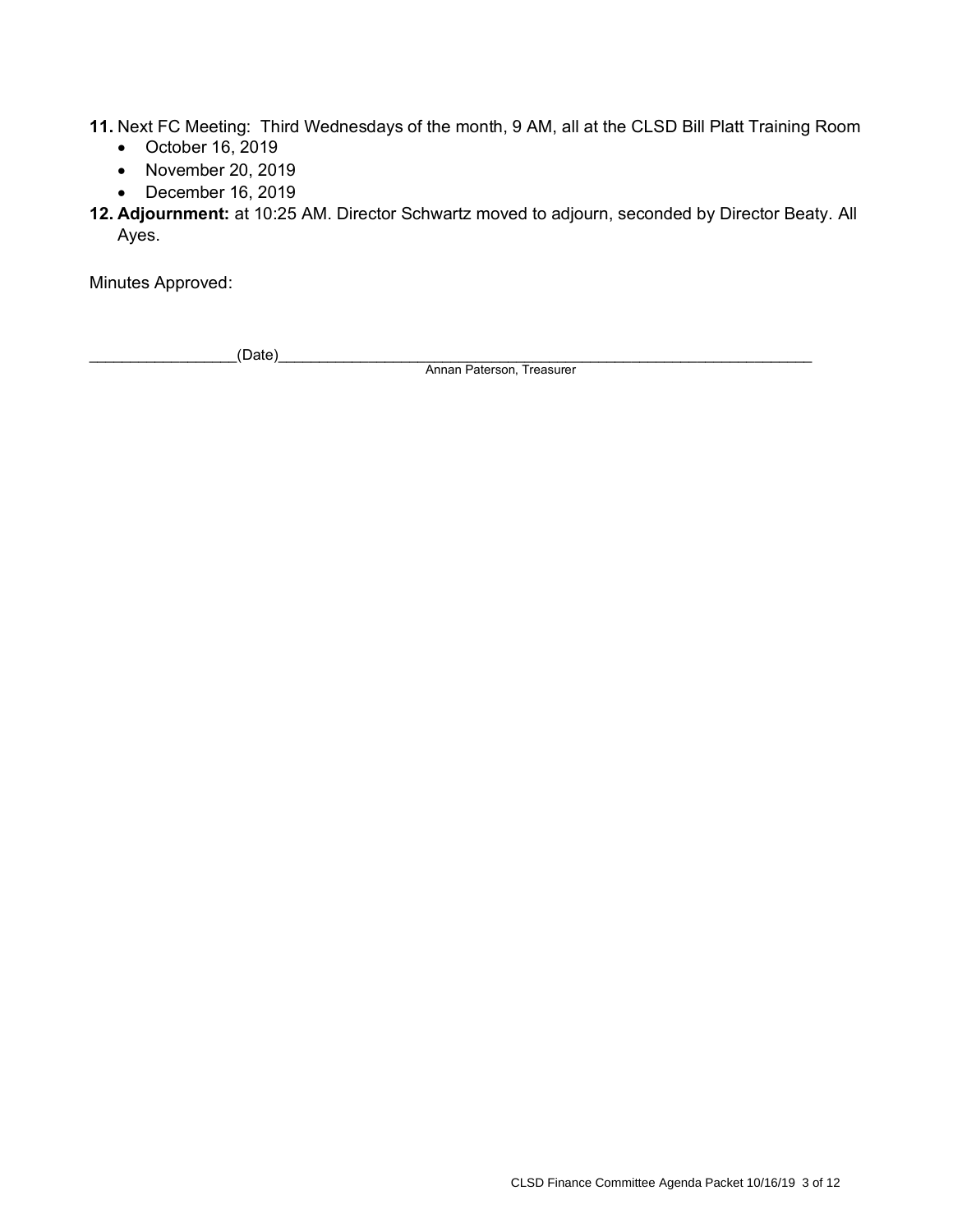**11.** Next FC Meeting: Third Wednesdays of the month, 9 AM, all at the CLSD Bill Platt Training Room

- October 16, 2019
- November 20, 2019
- December 16, 2019

**12. Adjournment:** at 10:25 AM. Director Schwartz moved to adjourn, seconded by Director Beaty. All Ayes.

Minutes Approved:

_________________(Date)_____________________________________________________________

Annan Paterson, Treasurer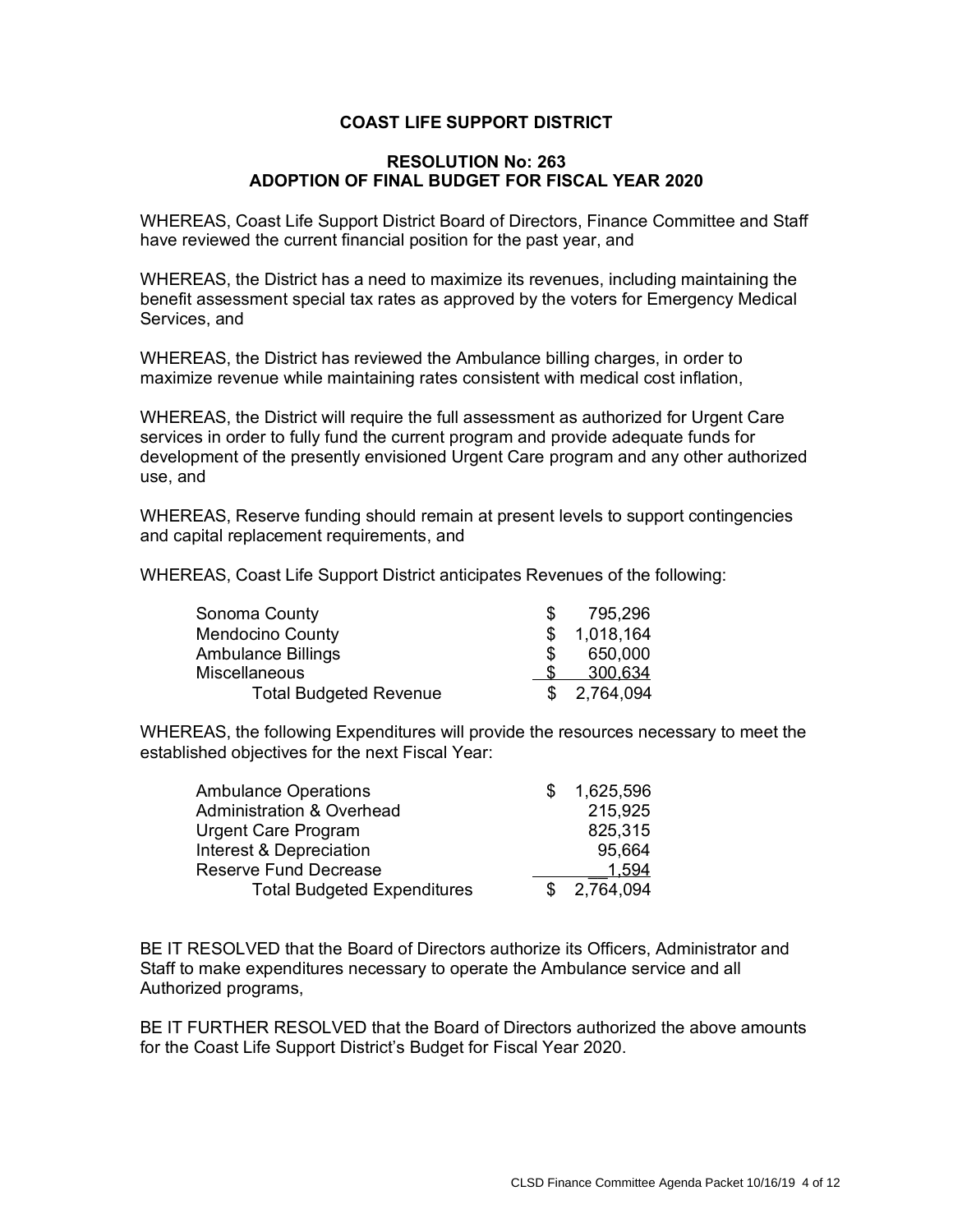## COAST LIFE SUPPORT DISTRICT

### RESOLUTION No: 263
### ADOPTION OF FINAL BUDGET FOR FISCAL YEAR 2020

WHEREAS, Coast Life Support District Board of Directors, Finance Committee and Staff have reviewed the current financial position for the past year, and

WHEREAS, the District has a need to maximize its revenues, including maintaining the benefit assessment special tax rates as approved by the voters for Emergency Medical Services, and

WHEREAS, the District has reviewed the Ambulance billing charges, in order to maximize revenue while maintaining rates consistent with medical cost inflation,

WHEREAS, the District will require the full assessment as authorized for Urgent Care services in order to fully fund the current program and provide adequate funds for development of the presently envisioned Urgent Care program and any other authorized use, and

WHEREAS, Reserve funding should remain at present levels to support contingencies and capital replacement requirements, and

WHEREAS, Coast Life Support District anticipates Revenues of the following:

| Revenue | Amount |
|---|---|
| Sonoma County | $ 795,296 |
| Mendocino County | $ 1,018,164 |
| Ambulance Billings | $ 650,000 |
| Miscellaneous | $ 300,634 |
| Total Budgeted Revenue | $ 2,764,094 |

WHEREAS, the following Expenditures will provide the resources necessary to meet the established objectives for the next Fiscal Year:

| Expenditure | Amount |
|---|---|
| Ambulance Operations | $ 1,625,596 |
| Administration & Overhead | 215,925 |
| Urgent Care Program | 825,315 |
| Interest & Depreciation | 95,664 |
| Reserve Fund Decrease | 1,594 |
| Total Budgeted Expenditures | $ 2,764,094 |

BE IT RESOLVED that the Board of Directors authorize its Officers, Administrator and Staff to make expenditures necessary to operate the Ambulance service and all Authorized programs,

BE IT FURTHER RESOLVED that the Board of Directors authorized the above amounts for the Coast Life Support District's Budget for Fiscal Year 2020.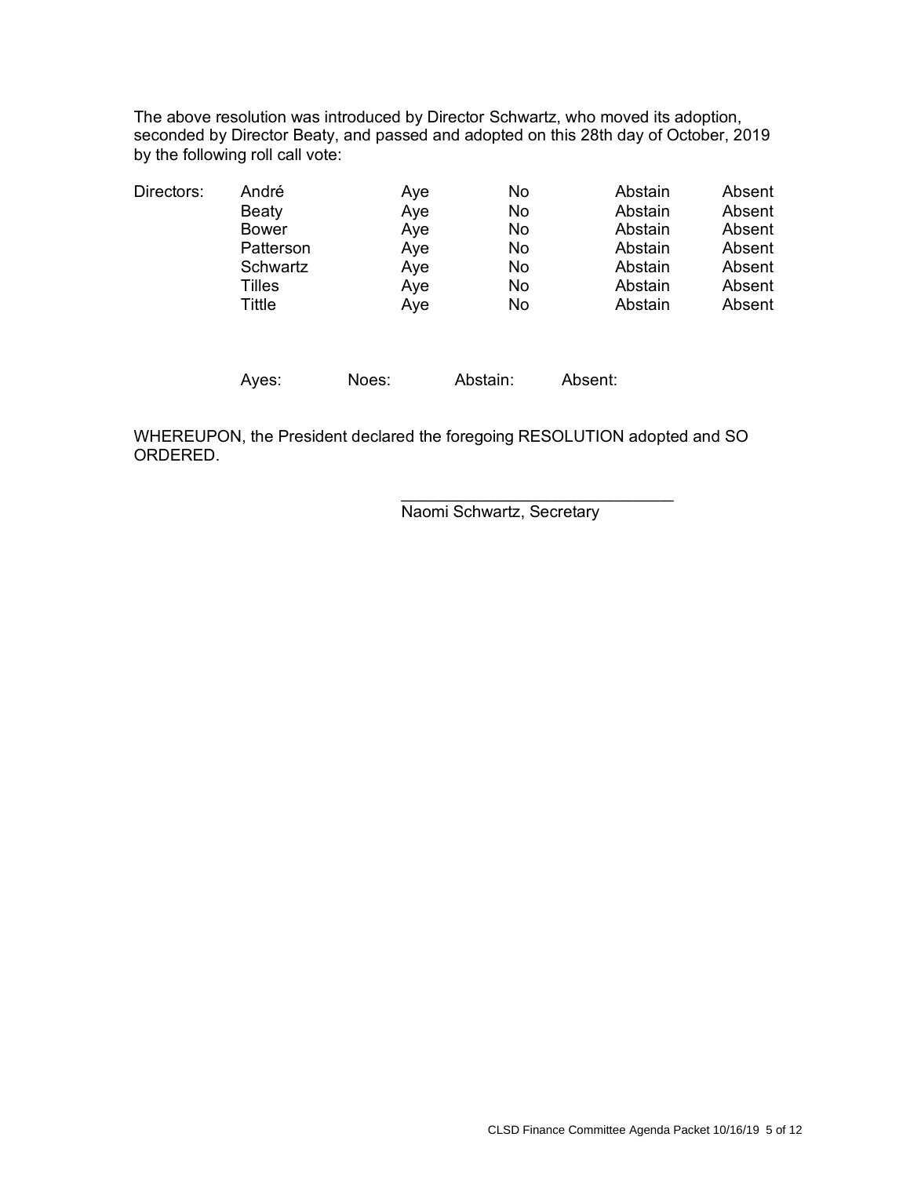The above resolution was introduced by Director Schwartz, who moved its adoption, seconded by Director Beaty, and passed and adopted on this 28th day of October, 2019 by the following roll call vote:

| Directors: | | | | | |
|---|---|---|---|---|---|
| | André | Aye | No | Abstain | Absent |
| | Beaty | Aye | No | Abstain | Absent |
| | Bower | Aye | No | Abstain | Absent |
| | Patterson | Aye | No | Abstain | Absent |
| | Schwartz | Aye | No | Abstain | Absent |
| | Tilles | Aye | No | Abstain | Absent |
| | Tittle | Aye | No | Abstain | Absent |

Ayes: Noes: Abstain: Absent:

WHEREUPON, the President declared the foregoing RESOLUTION adopted and SO ORDERED.

\_\_\_\_\_\_\_\_\_\_\_\_\_\_\_\_\_\_\_\_\_\_\_\_\_\_\_\_\_\_

Naomi Schwartz, Secretary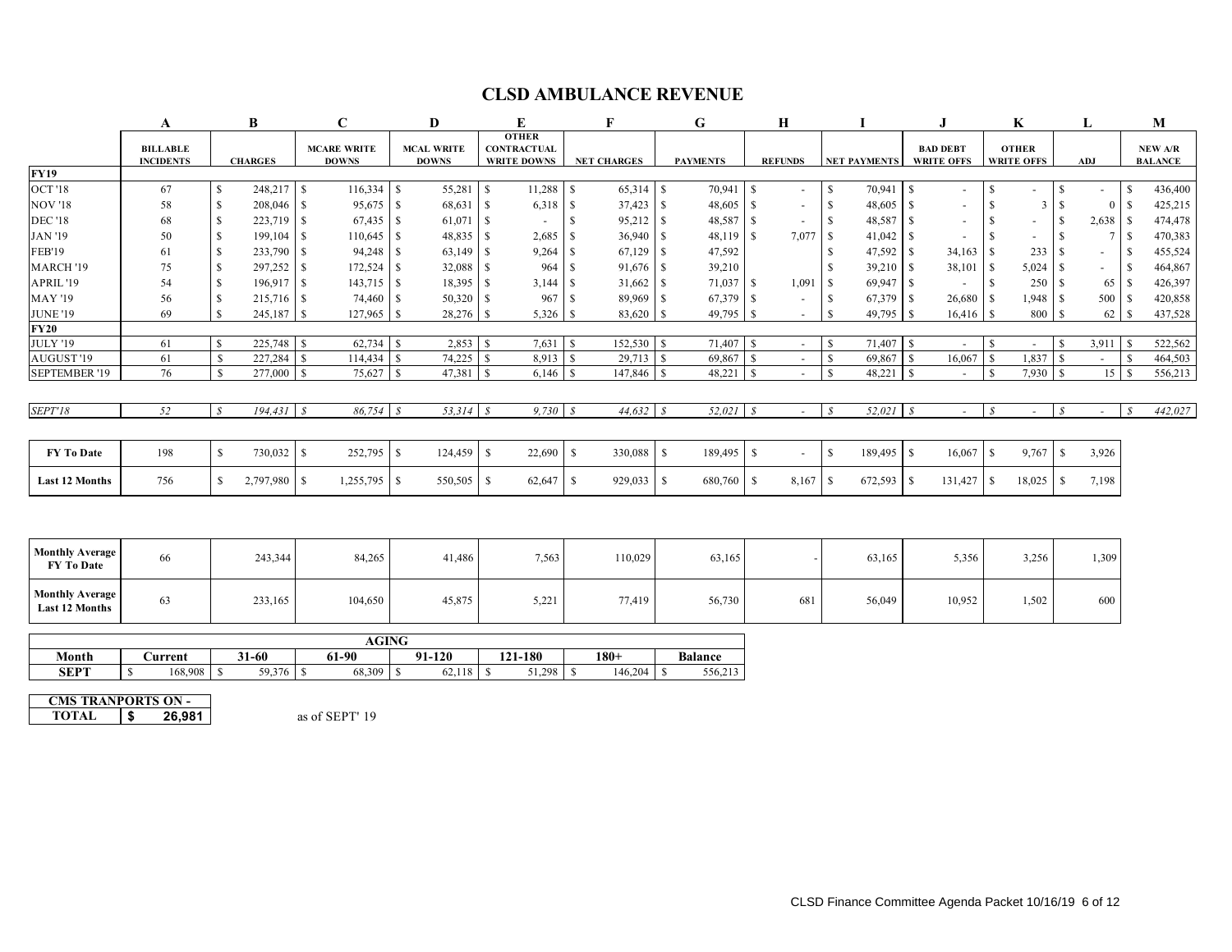# CLSD AMBULANCE REVENUE

| | A | B | C | D | E | F | G | H | I | J | K | L | M |
|---|---|---|---|---|---|---|---|---|---|---|---|---|---|
| | BILLABLE INCIDENTS | CHARGES | MCARE WRITE DOWNS | MCAL WRITE DOWNS | OTHER CONTRACTUAL WRITE DOWNS | NET CHARGES | PAYMENTS | REFUNDS | NET PAYMENTS | BAD DEBT WRITE OFFS | OTHER WRITE OFFS | ADJ | NEW A/R BALANCE |
| **FY19** | | | | | | | | | | | | | |
| OCT '18 | 67 | $ 248,217 | $ 116,334 | $ 55,281 | $ 11,288 | $ 65,314 | $ 70,941 | $ - | $ 70,941 | $ - | $ - | $ - | $ 436,400 |
| NOV '18 | 58 | $ 208,046 | $ 95,675 | $ 68,631 | $ 6,318 | $ 37,423 | $ 48,605 | $ - | $ 48,605 | $ - | $ 3 | $ 0 | $ 425,215 |
| DEC '18 | 68 | $ 223,719 | $ 67,435 | $ 61,071 | $ - | $ 95,212 | $ 48,587 | $ - | $ 48,587 | $ - | $ - | $ 2,638 | $ 474,478 |
| JAN '19 | 50 | $ 199,104 | $ 110,645 | $ 48,835 | $ 2,685 | $ 36,940 | $ 48,119 | $ 7,077 | $ 41,042 | $ - | $ - | $ 7 | $ 470,383 |
| FEB'19 | 61 | $ 233,790 | $ 94,248 | $ 63,149 | $ 9,264 | $ 67,129 | $ 47,592 | | $ 47,592 | $ 34,163 | $ 233 | $ - | $ 455,524 |
| MARCH '19 | 75 | $ 297,252 | $ 172,524 | $ 32,088 | $ 964 | $ 91,676 | $ 39,210 | | $ 39,210 | $ 38,101 | $ 5,024 | $ - | $ 464,867 |
| APRIL '19 | 54 | $ 196,917 | $ 143,715 | $ 18,395 | $ 3,144 | $ 31,662 | $ 71,037 | $ 1,091 | $ 69,947 | $ - | $ 250 | $ 65 | $ 426,397 |
| MAY '19 | 56 | $ 215,716 | $ 74,460 | $ 50,320 | $ 967 | $ 89,969 | $ 67,379 | $ - | $ 67,379 | $ 26,680 | $ 1,948 | $ 500 | $ 420,858 |
| JUNE '19 | 69 | $ 245,187 | $ 127,965 | $ 28,276 | $ 5,326 | $ 83,620 | $ 49,795 | $ - | $ 49,795 | $ 16,416 | $ 800 | $ 62 | $ 437,528 |
| **FY20** | | | | | | | | | | | | | |
| JULY '19 | 61 | $ 225,748 | $ 62,734 | $ 2,853 | $ 7,631 | $ 152,530 | $ 71,407 | $ - | $ 71,407 | $ - | $ - | $ 3,911 | $ 522,562 |
| AUGUST '19 | 61 | $ 227,284 | $ 114,434 | $ 74,225 | $ 8,913 | $ 29,713 | $ 69,867 | $ - | $ 69,867 | $ 16,067 | $ 1,837 | $ - | $ 464,503 |
| SEPTEMBER '19 | 76 | $ 277,000 | $ 75,627 | $ 47,381 | $ 6,146 | $ 147,846 | $ 48,221 | $ - | $ 48,221 | $ - | $ 7,930 | $ 15 | $ 556,213 |
| | | | | | | | | | | | | | |
| *SEPT'18* | *52* | *$ 194,431* | *$ 86,754* | *$ 53,314* | *$ 9,730* | *$ 44,632* | *$ 52,021* | *$ -* | *$ 52,021* | *$ -* | *$ -* | *$ -* | *$ 442,027* |
| | | | | | | | | | | | | | |
| **FY To Date** | 198 | $ 730,032 | $ 252,795 | $ 124,459 | $ 22,690 | $ 330,088 | $ 189,495 | $ - | $ 189,495 | $ 16,067 | $ 9,767 | $ 3,926 | |
| **Last 12 Months** | 756 | $ 2,797,980 | $ 1,255,795 | $ 550,505 | $ 62,647 | $ 929,033 | $ 680,760 | $ 8,167 | $ 672,593 | $ 131,427 | $ 18,025 | $ 7,198 | |
| | | | | | | | | | | | | | |
| **Monthly Average FY To Date** | 66 | 243,344 | 84,265 | 41,486 | 7,563 | 110,029 | 63,165 | - | 63,165 | 5,356 | 3,256 | 1,309 | |
| **Monthly Average Last 12 Months** | 63 | 233,165 | 104,650 | 45,875 | 5,221 | 77,419 | 56,730 | 681 | 56,049 | 10,952 | 1,502 | 600 | |

| AGING | | | | | | | |
|---|---|---|---|---|---|---|---|
| **Month** | **Current** | **31-60** | **61-90** | **91-120** | **121-180** | **180+** | **Balance** |
| **SEPT** | $ 168,908 | $ 59,376 | $ 68,309 | $ 62,118 | $ 51,298 | $ 146,204 | $ 556,213 |

| CMS TRANPORTS ON - | |
|---|---|
| **TOTAL** | **$ 26,981** |

as of SEPT' 19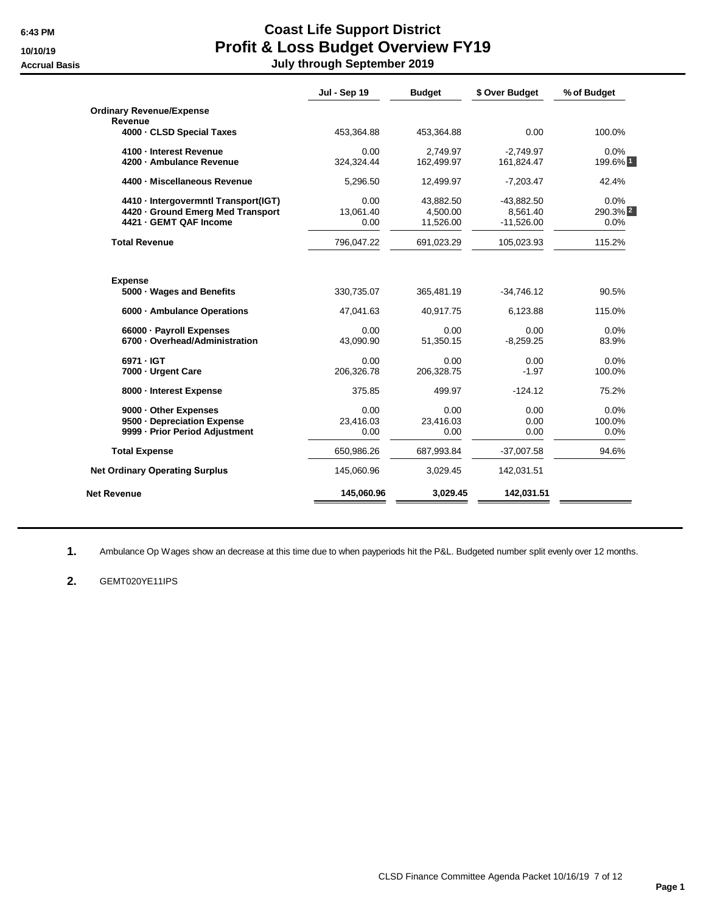6:43 PM
10/10/19
Accrual Basis

# Coast Life Support District
## Profit & Loss Budget Overview FY19
### July through September 2019

| | Jul - Sep 19 | Budget | $ Over Budget | % of Budget |
|---|---|---|---|---|
| **Ordinary Revenue/Expense** | | | | |
| **Revenue** | | | | |
| **4000 · CLSD Special Taxes** | 453,364.88 | 453,364.88 | 0.00 | 100.0% |
| **4100 · Interest Revenue** | 0.00 | 2,749.97 | -2,749.97 | 0.0% |
| **4200 · Ambulance Revenue** | 324,324.44 | 162,499.97 | 161,824.47 | 199.6% [1] |
| **4400 · Miscellaneous Revenue** | 5,296.50 | 12,499.97 | -7,203.47 | 42.4% |
| **4410 · Intergovermntl Transport(IGT)** | 0.00 | 43,882.50 | -43,882.50 | 0.0% |
| **4420 · Ground Emerg Med Transport** | 13,061.40 | 4,500.00 | 8,561.40 | 290.3% [2] |
| **4421 · GEMT QAF Income** | 0.00 | 11,526.00 | -11,526.00 | 0.0% |
| **Total Revenue** | 796,047.22 | 691,023.29 | 105,023.93 | 115.2% |
| **Expense** | | | | |
| **5000 · Wages and Benefits** | 330,735.07 | 365,481.19 | -34,746.12 | 90.5% |
| **6000 · Ambulance Operations** | 47,041.63 | 40,917.75 | 6,123.88 | 115.0% |
| **66000 · Payroll Expenses** | 0.00 | 0.00 | 0.00 | 0.0% |
| **6700 · Overhead/Administration** | 43,090.90 | 51,350.15 | -8,259.25 | 83.9% |
| **6971 · IGT** | 0.00 | 0.00 | 0.00 | 0.0% |
| **7000 · Urgent Care** | 206,326.78 | 206,328.75 | -1.97 | 100.0% |
| **8000 · Interest Expense** | 375.85 | 499.97 | -124.12 | 75.2% |
| **9000 · Other Expenses** | 0.00 | 0.00 | 0.00 | 0.0% |
| **9500 · Depreciation Expense** | 23,416.03 | 23,416.03 | 0.00 | 100.0% |
| **9999 · Prior Period Adjustment** | 0.00 | 0.00 | 0.00 | 0.0% |
| **Total Expense** | 650,986.26 | 687,993.84 | -37,007.58 | 94.6% |
| **Net Ordinary Operating Surplus** | 145,060.96 | 3,029.45 | 142,031.51 | |
| **Net Revenue** | **145,060.96** | **3,029.45** | **142,031.51** | |

**1.** Ambulance Op Wages show an decrease at this time due to when payperiods hit the P&L. Budgeted number split evenly over 12 months.

**2.** GEMT020YE11IPS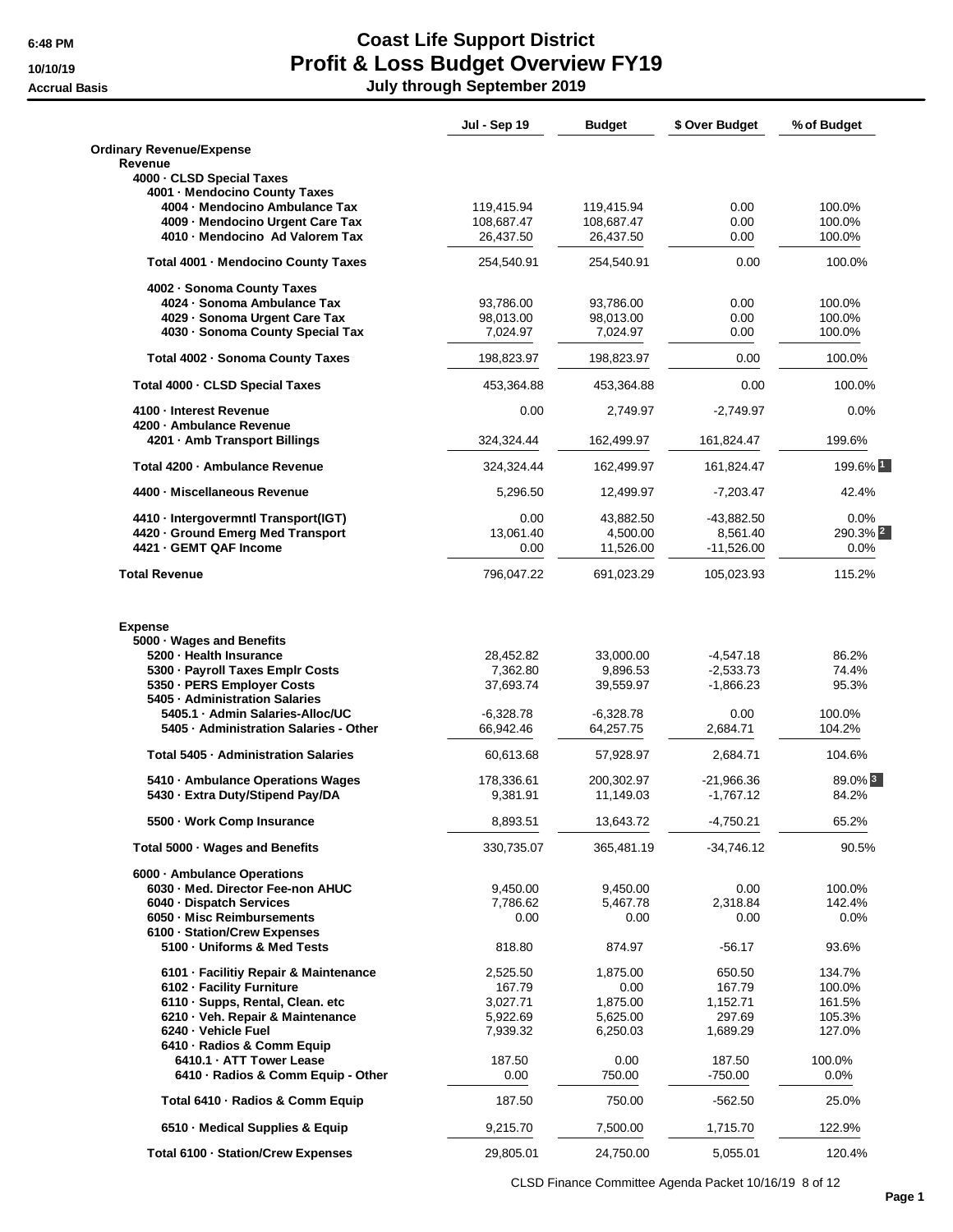# Coast Life Support District
## Profit & Loss Budget Overview FY19
### July through September 2019

6:48 PM
10/10/19
Accrual Basis

| | Jul - Sep 19 | Budget | $ Over Budget | % of Budget |
|---|---|---|---|---|
| **Ordinary Revenue/Expense** | | | | |
| **Revenue** | | | | |
| **4000 · CLSD Special Taxes** | | | | |
| **4001 · Mendocino County Taxes** | | | | |
| **4004 · Mendocino Ambulance Tax** | 119,415.94 | 119,415.94 | 0.00 | 100.0% |
| **4009 · Mendocino Urgent Care Tax** | 108,687.47 | 108,687.47 | 0.00 | 100.0% |
| **4010 · Mendocino Ad Valorem Tax** | 26,437.50 | 26,437.50 | 0.00 | 100.0% |
| **Total 4001 · Mendocino County Taxes** | 254,540.91 | 254,540.91 | 0.00 | 100.0% |
| **4002 · Sonoma County Taxes** | | | | |
| **4024 · Sonoma Ambulance Tax** | 93,786.00 | 93,786.00 | 0.00 | 100.0% |
| **4029 · Sonoma Urgent Care Tax** | 98,013.00 | 98,013.00 | 0.00 | 100.0% |
| **4030 · Sonoma County Special Tax** | 7,024.97 | 7,024.97 | 0.00 | 100.0% |
| **Total 4002 · Sonoma County Taxes** | 198,823.97 | 198,823.97 | 0.00 | 100.0% |
| **Total 4000 · CLSD Special Taxes** | 453,364.88 | 453,364.88 | 0.00 | 100.0% |
| **4100 · Interest Revenue** | 0.00 | 2,749.97 | -2,749.97 | 0.0% |
| **4200 · Ambulance Revenue** | | | | |
| **4201 · Amb Transport Billings** | 324,324.44 | 162,499.97 | 161,824.47 | 199.6% |
| **Total 4200 · Ambulance Revenue** | 324,324.44 | 162,499.97 | 161,824.47 | 199.6% 1 |
| **4400 · Miscellaneous Revenue** | 5,296.50 | 12,499.97 | -7,203.47 | 42.4% |
| **4410 · Intergovermntl Transport(IGT)** | 0.00 | 43,882.50 | -43,882.50 | 0.0% |
| **4420 · Ground Emerg Med Transport** | 13,061.40 | 4,500.00 | 8,561.40 | 290.3% 2 |
| **4421 · GEMT QAF Income** | 0.00 | 11,526.00 | -11,526.00 | 0.0% |
| **Total Revenue** | 796,047.22 | 691,023.29 | 105,023.93 | 115.2% |
| **Expense** | | | | |
| **5000 · Wages and Benefits** | | | | |
| **5200 · Health Insurance** | 28,452.82 | 33,000.00 | -4,547.18 | 86.2% |
| **5300 · Payroll Taxes Emplr Costs** | 7,362.80 | 9,896.53 | -2,533.73 | 74.4% |
| **5350 · PERS Employer Costs** | 37,693.74 | 39,559.97 | -1,866.23 | 95.3% |
| **5405 · Administration Salaries** | | | | |
| **5405.1 · Admin Salaries-Alloc/UC** | -6,328.78 | -6,328.78 | 0.00 | 100.0% |
| **5405 · Administration Salaries - Other** | 66,942.46 | 64,257.75 | 2,684.71 | 104.2% |
| **Total 5405 · Administration Salaries** | 60,613.68 | 57,928.97 | 2,684.71 | 104.6% |
| **5410 · Ambulance Operations Wages** | 178,336.61 | 200,302.97 | -21,966.36 | 89.0% 3 |
| **5430 · Extra Duty/Stipend Pay/DA** | 9,381.91 | 11,149.03 | -1,767.12 | 84.2% |
| **5500 · Work Comp Insurance** | 8,893.51 | 13,643.72 | -4,750.21 | 65.2% |
| **Total 5000 · Wages and Benefits** | 330,735.07 | 365,481.19 | -34,746.12 | 90.5% |
| **6000 · Ambulance Operations** | | | | |
| **6030 · Med. Director Fee-non AHUC** | 9,450.00 | 9,450.00 | 0.00 | 100.0% |
| **6040 · Dispatch Services** | 7,786.62 | 5,467.78 | 2,318.84 | 142.4% |
| **6050 · Misc Reimbursements** | 0.00 | 0.00 | 0.00 | 0.0% |
| **6100 · Station/Crew Expenses** | | | | |
| **5100 · Uniforms & Med Tests** | 818.80 | 874.97 | -56.17 | 93.6% |
| **6101 · Facilitiy Repair & Maintenance** | 2,525.50 | 1,875.00 | 650.50 | 134.7% |
| **6102 · Facility Furniture** | 167.79 | 0.00 | 167.79 | 100.0% |
| **6110 · Supps, Rental, Clean. etc** | 3,027.71 | 1,875.00 | 1,152.71 | 161.5% |
| **6210 · Veh. Repair & Maintenance** | 5,922.69 | 5,625.00 | 297.69 | 105.3% |
| **6240 · Vehicle Fuel** | 7,939.32 | 6,250.03 | 1,689.29 | 127.0% |
| **6410 · Radios & Comm Equip** | | | | |
| **6410.1 · ATT Tower Lease** | 187.50 | 0.00 | 187.50 | 100.0% |
| **6410 · Radios & Comm Equip - Other** | 0.00 | 750.00 | -750.00 | 0.0% |
| **Total 6410 · Radios & Comm Equip** | 187.50 | 750.00 | -562.50 | 25.0% |
| **6510 · Medical Supplies & Equip** | 9,215.70 | 7,500.00 | 1,715.70 | 122.9% |
| **Total 6100 · Station/Crew Expenses** | 29,805.01 | 24,750.00 | 5,055.01 | 120.4% |

CLSD Finance Committee Agenda Packet 10/16/19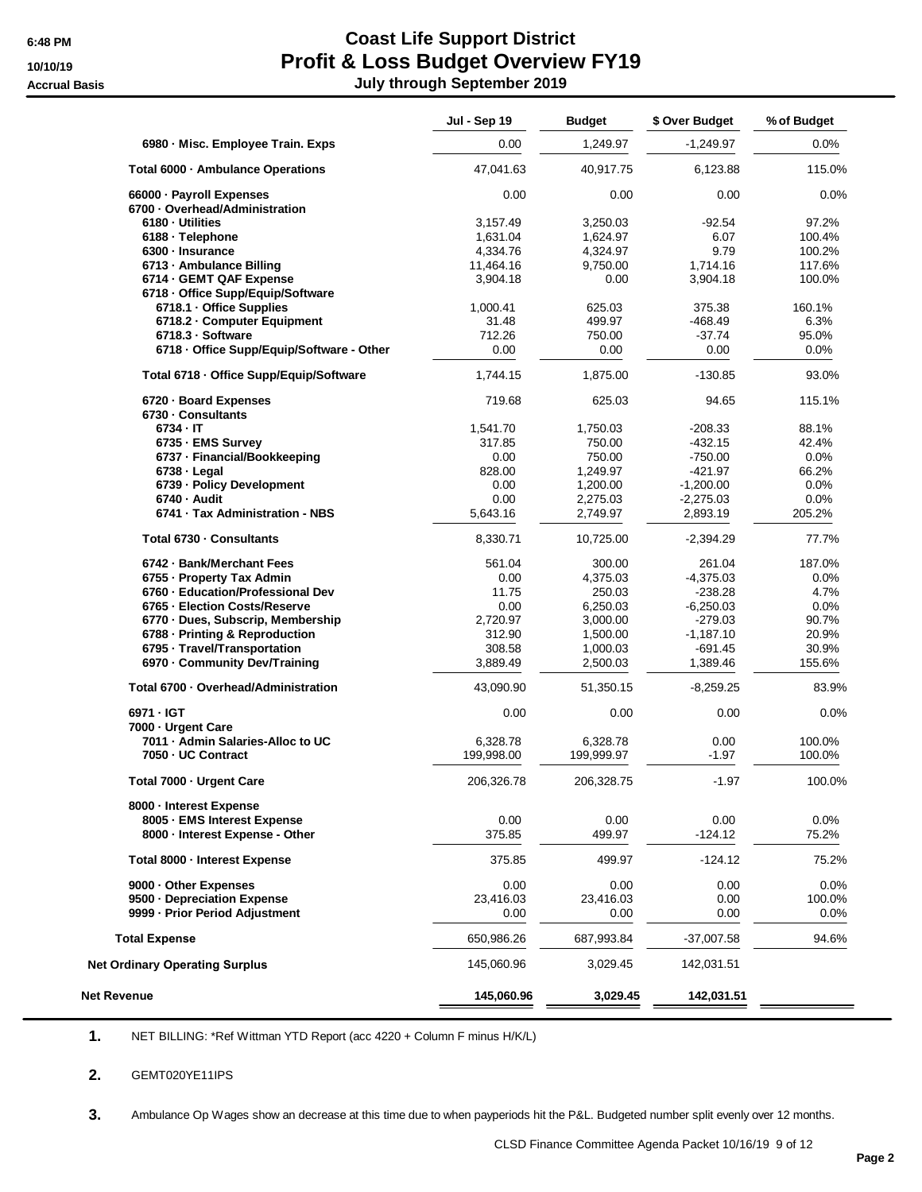6:48 PM
10/10/19
Accrual Basis

# Coast Life Support District
## Profit & Loss Budget Overview FY19
### July through September 2019

| | Jul - Sep 19 | Budget | $ Over Budget | % of Budget |
|---|---|---|---|---|
| 6980 · Misc. Employee Train. Exps | 0.00 | 1,249.97 | -1,249.97 | 0.0% |
| Total 6000 · Ambulance Operations | 47,041.63 | 40,917.75 | 6,123.88 | 115.0% |
| 66000 · Payroll Expenses | 0.00 | 0.00 | 0.00 | 0.0% |
| 6700 · Overhead/Administration | | | | |
| 6180 · Utilities | 3,157.49 | 3,250.03 | -92.54 | 97.2% |
| 6188 · Telephone | 1,631.04 | 1,624.97 | 6.07 | 100.4% |
| 6300 · Insurance | 4,334.76 | 4,324.97 | 9.79 | 100.2% |
| 6713 · Ambulance Billing | 11,464.16 | 9,750.00 | 1,714.16 | 117.6% |
| 6714 · GEMT QAF Expense | 3,904.18 | 0.00 | 3,904.18 | 100.0% |
| 6718 · Office Supp/Equip/Software | | | | |
| 6718.1 · Office Supplies | 1,000.41 | 625.03 | 375.38 | 160.1% |
| 6718.2 · Computer Equipment | 31.48 | 499.97 | -468.49 | 6.3% |
| 6718.3 · Software | 712.26 | 750.00 | -37.74 | 95.0% |
| 6718 · Office Supp/Equip/Software - Other | 0.00 | 0.00 | 0.00 | 0.0% |
| Total 6718 · Office Supp/Equip/Software | 1,744.15 | 1,875.00 | -130.85 | 93.0% |
| 6720 · Board Expenses | 719.68 | 625.03 | 94.65 | 115.1% |
| 6730 · Consultants | | | | |
| 6734 · IT | 1,541.70 | 1,750.03 | -208.33 | 88.1% |
| 6735 · EMS Survey | 317.85 | 750.00 | -432.15 | 42.4% |
| 6737 · Financial/Bookkeeping | 0.00 | 750.00 | -750.00 | 0.0% |
| 6738 · Legal | 828.00 | 1,249.97 | -421.97 | 66.2% |
| 6739 · Policy Development | 0.00 | 1,200.00 | -1,200.00 | 0.0% |
| 6740 · Audit | 0.00 | 2,275.03 | -2,275.03 | 0.0% |
| 6741 · Tax Administration - NBS | 5,643.16 | 2,749.97 | 2,893.19 | 205.2% |
| Total 6730 · Consultants | 8,330.71 | 10,725.00 | -2,394.29 | 77.7% |
| 6742 · Bank/Merchant Fees | 561.04 | 300.00 | 261.04 | 187.0% |
| 6755 · Property Tax Admin | 0.00 | 4,375.03 | -4,375.03 | 0.0% |
| 6760 · Education/Professional Dev | 11.75 | 250.03 | -238.28 | 4.7% |
| 6765 · Election Costs/Reserve | 0.00 | 6,250.03 | -6,250.03 | 0.0% |
| 6770 · Dues, Subscrip, Membership | 2,720.97 | 3,000.00 | -279.03 | 90.7% |
| 6788 · Printing & Reproduction | 312.90 | 1,500.00 | -1,187.10 | 20.9% |
| 6795 · Travel/Transportation | 308.58 | 1,000.03 | -691.45 | 30.9% |
| 6970 · Community Dev/Training | 3,889.49 | 2,500.03 | 1,389.46 | 155.6% |
| Total 6700 · Overhead/Administration | 43,090.90 | 51,350.15 | -8,259.25 | 83.9% |
| 6971 · IGT | 0.00 | 0.00 | 0.00 | 0.0% |
| 7000 · Urgent Care | | | | |
| 7011 · Admin Salaries-Alloc to UC | 6,328.78 | 6,328.78 | 0.00 | 100.0% |
| 7050 · UC Contract | 199,998.00 | 199,999.97 | -1.97 | 100.0% |
| Total 7000 · Urgent Care | 206,326.78 | 206,328.75 | -1.97 | 100.0% |
| 8000 · Interest Expense | | | | |
| 8005 · EMS Interest Expense | 0.00 | 0.00 | 0.00 | 0.0% |
| 8000 · Interest Expense - Other | 375.85 | 499.97 | -124.12 | 75.2% |
| Total 8000 · Interest Expense | 375.85 | 499.97 | -124.12 | 75.2% |
| 9000 · Other Expenses | 0.00 | 0.00 | 0.00 | 0.0% |
| 9500 · Depreciation Expense | 23,416.03 | 23,416.03 | 0.00 | 100.0% |
| 9999 · Prior Period Adjustment | 0.00 | 0.00 | 0.00 | 0.0% |
| Total Expense | 650,986.26 | 687,993.84 | -37,007.58 | 94.6% |
| Net Ordinary Operating Surplus | 145,060.96 | 3,029.45 | 142,031.51 | |
| **Net Revenue** | **145,060.96** | **3,029.45** | **142,031.51** | |

**1.** NET BILLING: *Ref Wittman YTD Report (acc 4220 + Column F minus H/K/L)

**2.** GEMT020YE11IPS

**3.** Ambulance Op Wages show an decrease at this time due to when payperiods hit the P&L. Budgeted number split evenly over 12 months.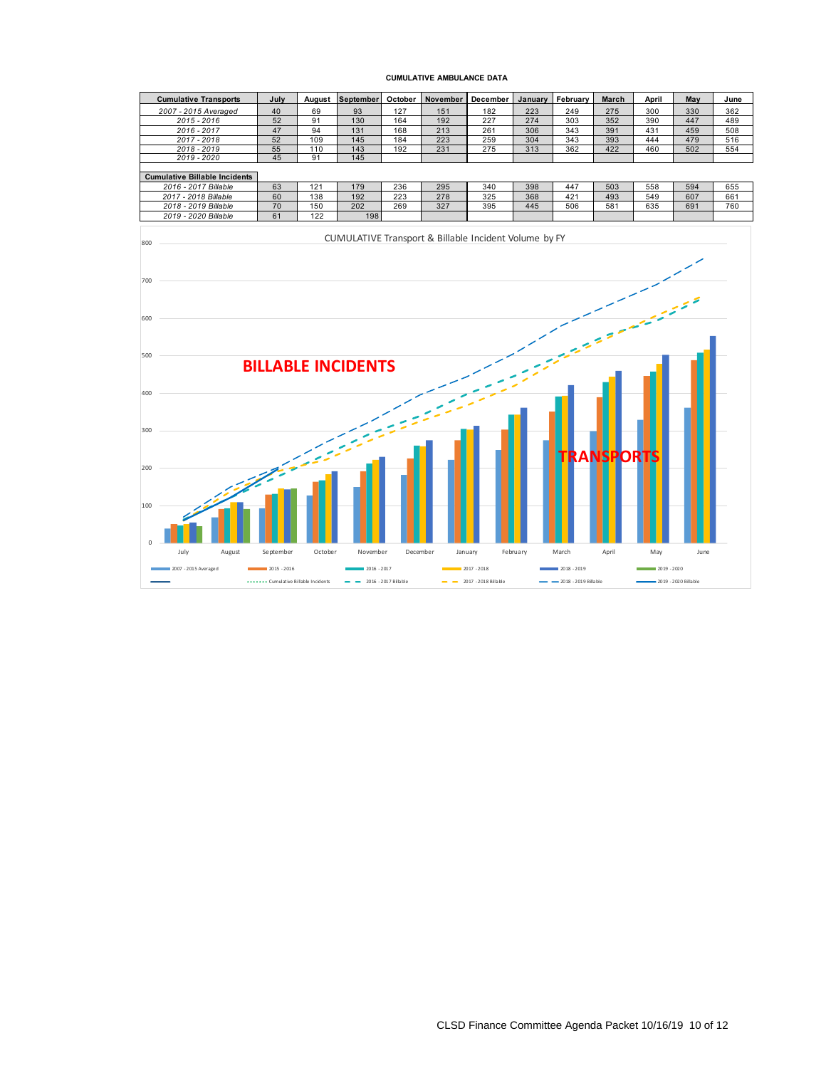# CUMULATIVE AMBULANCE DATA

| Cumulative Transports | July | August | September | October | November | December | January | February | March | April | May | June |
|---|---|---|---|---|---|---|---|---|---|---|---|---|
| *2007 - 2015 Averaged* | 40 | 69 | 93 | 127 | 151 | 182 | 223 | 249 | 275 | 300 | 330 | 362 |
| *2015 - 2016* | 52 | 91 | 130 | 164 | 192 | 227 | 274 | 303 | 352 | 390 | 447 | 489 |
| *2016 - 2017* | 47 | 94 | 131 | 168 | 213 | 261 | 306 | 343 | 391 | 431 | 459 | 508 |
| *2017 - 2018* | 52 | 109 | 145 | 184 | 223 | 259 | 304 | 343 | 393 | 444 | 479 | 516 |
| *2018 - 2019* | 55 | 110 | 143 | 192 | 231 | 275 | 313 | 362 | 422 | 460 | 502 | 554 |
| *2019 - 2020* | 45 | 91 | 145 | | | | | | | | | |
| **Cumulative Billable Incidents** | | | | | | | | | | | | |
| *2016 - 2017 Billable* | 63 | 121 | 179 | 236 | 295 | 340 | 398 | 447 | 503 | 558 | 594 | 655 |
| *2017 - 2018 Billable* | 60 | 138 | 192 | 223 | 278 | 325 | 368 | 421 | 493 | 549 | 607 | 661 |
| *2018 - 2019 Billable* | 70 | 150 | 202 | 269 | 327 | 395 | 445 | 506 | 581 | 635 | 691 | 760 |
| *2019 - 2020 Billable* | 61 | 122 | 198 | | | | | | | | | |

CUMULATIVE Transport & Billable Incident Volume by FY

BILLABLE INCIDENTS

TRANSPORTS

Legend: 2007 - 2015 Averaged; 2015 - 2016; 2016 - 2017; 2017 - 2018; 2018 - 2019; 2019 - 2020; Cumulative Billable Incidents; 2016 - 2017 Billable; 2017 - 2018 Billable; 2018 - 2019 Billable; 2019 - 2020 Billable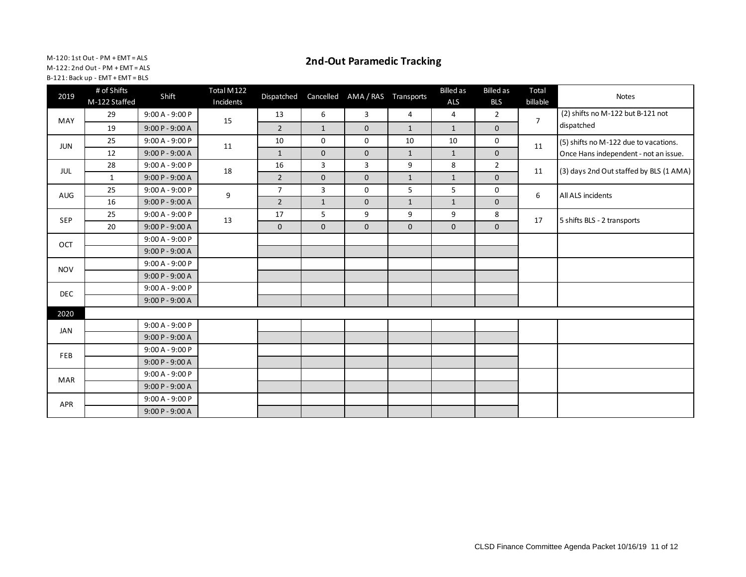M-120: 1st Out - PM + EMT = ALS
M-122: 2nd Out - PM + EMT = ALS
B-121: Back up - EMT + EMT = BLS

# 2nd-Out Paramedic Tracking

| 2019 | # of Shifts M-122 Staffed | Shift | Total M122 Incidents | Dispatched | Cancelled | AMA / RAS | Transports | Billed as ALS | Billed as BLS | Total billable | Notes |
|---|---|---|---|---|---|---|---|---|---|---|---|
| MAY | 29 | 9:00 A - 9:00 P | 15 | 13 | 6 | 3 | 4 | 4 | 2 | 7 | (2) shifts no M-122 but B-121 not dispatched |
| | 19 | 9:00 P - 9:00 A | | 2 | 1 | 0 | 1 | 1 | 0 | | |
| JUN | 25 | 9:00 A - 9:00 P | 11 | 10 | 0 | 0 | 10 | 10 | 0 | 11 | (5) shifts no M-122 due to vacations. Once Hans independent - not an issue. |
| | 12 | 9:00 P - 9:00 A | | 1 | 0 | 0 | 1 | 1 | 0 | | |
| JUL | 28 | 9:00 A - 9:00 P | 18 | 16 | 3 | 3 | 9 | 8 | 2 | 11 | (3) days 2nd Out staffed by BLS (1 AMA) |
| | 1 | 9:00 P - 9:00 A | | 2 | 0 | 0 | 1 | 1 | 0 | | |
| AUG | 25 | 9:00 A - 9:00 P | 9 | 7 | 3 | 0 | 5 | 5 | 0 | 6 | All ALS incidents |
| | 16 | 9:00 P - 9:00 A | | 2 | 1 | 0 | 1 | 1 | 0 | | |
| SEP | 25 | 9:00 A - 9:00 P | 13 | 17 | 5 | 9 | 9 | 9 | 8 | 17 | 5 shifts BLS - 2 transports |
| | 20 | 9:00 P - 9:00 A | | 0 | 0 | 0 | 0 | 0 | 0 | | |
| OCT | | 9:00 A - 9:00 P | | | | | | | | | |
| | | 9:00 P - 9:00 A | | | | | | | | | |
| NOV | | 9:00 A - 9:00 P | | | | | | | | | |
| | | 9:00 P - 9:00 A | | | | | | | | | |
| DEC | | 9:00 A - 9:00 P | | | | | | | | | |
| | | 9:00 P - 9:00 A | | | | | | | | | |
| **2020** | | | | | | | | | | | |
| JAN | | 9:00 A - 9:00 P | | | | | | | | | |
| | | 9:00 P - 9:00 A | | | | | | | | | |
| FEB | | 9:00 A - 9:00 P | | | | | | | | | |
| | | 9:00 P - 9:00 A | | | | | | | | | |
| MAR | | 9:00 A - 9:00 P | | | | | | | | | |
| | | 9:00 P - 9:00 A | | | | | | | | | |
| APR | | 9:00 A - 9:00 P | | | | | | | | | |
| | | 9:00 P - 9:00 A | | | | | | | | | |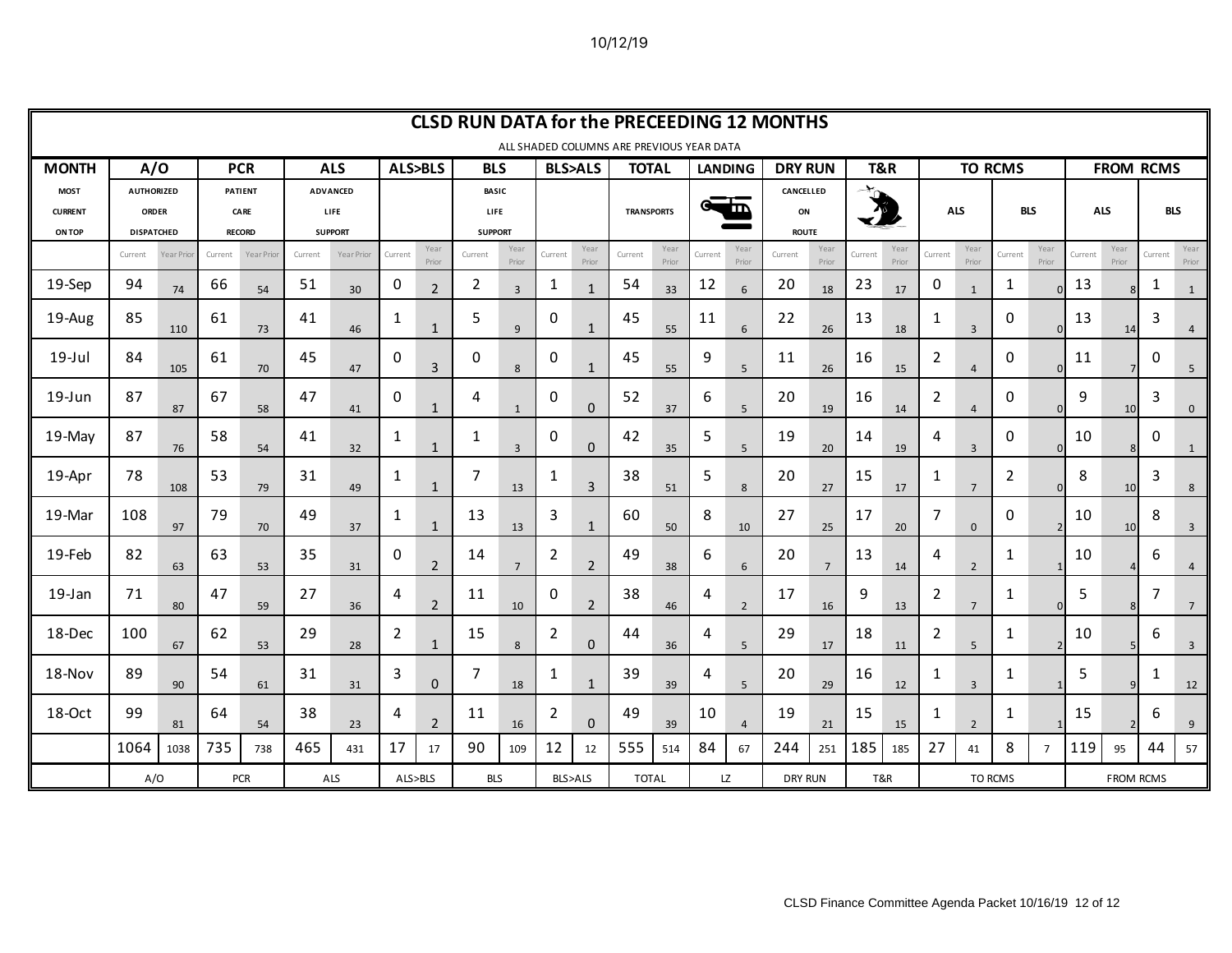10/12/19

## CLSD RUN DATA for the PRECEEDING 12 MONTHS

ALL SHADED COLUMNS ARE PREVIOUS YEAR DATA

| MONTH | A/O | | PCR | | ALS | | ALS>BLS | | BLS | | BLS>ALS | | TOTAL | | LANDING | | DRY RUN | | T&R | | TO RCMS | | | | FROM RCMS | | | |
|---|---|---|---|---|---|---|---|---|---|---|---|---|---|---|---|---|---|---|---|---|---|---|---|---|---|---|---|---|
| MOST CURRENT ON TOP | AUTHORIZED ORDER DISPATCHED | | PATIENT CARE RECORD | | ADVANCED LIFE SUPPORT | | | | BASIC LIFE SUPPORT | | | | TRANSPORTS | | | | CANCELLED ON ROUTE | | | | ALS | | BLS | | ALS | | BLS | |
| | Current | Year Prior | Current | Year Prior | Current | Year Prior | Current | Year Prior | Current | Year Prior | Current | Year Prior | Current | Year Prior | Current | Year Prior | Current | Year Prior | Current | Year Prior | Current | Year Prior | Current | Year Prior | Current | Year Prior | Current | Year Prior |
| 19-Sep | 94 | 74 | 66 | 54 | 51 | 30 | 0 | 2 | 2 | 3 | 1 | 1 | 54 | 33 | 12 | 6 | 20 | 18 | 23 | 17 | 0 | 1 | 1 | 0 | 13 | 8 | 1 | 1 |
| 19-Aug | 85 | 110 | 61 | 73 | 41 | 46 | 1 | 1 | 5 | 9 | 0 | 1 | 45 | 55 | 11 | 6 | 22 | 26 | 13 | 18 | 1 | 3 | 0 | 0 | 13 | 14 | 3 | 4 |
| 19-Jul | 84 | 105 | 61 | 70 | 45 | 47 | 0 | 3 | 0 | 8 | 0 | 1 | 45 | 55 | 9 | 5 | 11 | 26 | 16 | 15 | 2 | 4 | 0 | 0 | 11 | 7 | 0 | 5 |
| 19-Jun | 87 | 87 | 67 | 58 | 47 | 41 | 0 | 1 | 4 | 1 | 0 | 0 | 52 | 37 | 6 | 5 | 20 | 19 | 16 | 14 | 2 | 4 | 0 | 0 | 9 | 10 | 3 | 0 |
| 19-May | 87 | 76 | 58 | 54 | 41 | 32 | 1 | 1 | 1 | 3 | 0 | 0 | 42 | 35 | 5 | 5 | 19 | 20 | 14 | 19 | 4 | 3 | 0 | 0 | 10 | 8 | 0 | 1 |
| 19-Apr | 78 | 108 | 53 | 79 | 31 | 49 | 1 | 1 | 7 | 13 | 1 | 3 | 38 | 51 | 5 | 8 | 20 | 27 | 15 | 17 | 1 | 7 | 2 | 0 | 8 | 10 | 3 | 8 |
| 19-Mar | 108 | 97 | 79 | 70 | 49 | 37 | 1 | 1 | 13 | 13 | 3 | 1 | 60 | 50 | 8 | 10 | 27 | 25 | 17 | 20 | 7 | 0 | 0 | 2 | 10 | 10 | 8 | 3 |
| 19-Feb | 82 | 63 | 63 | 53 | 35 | 31 | 0 | 2 | 14 | 7 | 2 | 2 | 49 | 38 | 6 | 6 | 20 | 7 | 13 | 14 | 4 | 2 | 1 | 1 | 10 | 4 | 6 | 4 |
| 19-Jan | 71 | 80 | 47 | 59 | 27 | 36 | 4 | 2 | 11 | 10 | 0 | 2 | 38 | 46 | 4 | 2 | 17 | 16 | 9 | 13 | 2 | 7 | 1 | 0 | 5 | 8 | 7 | 7 |
| 18-Dec | 100 | 67 | 62 | 53 | 29 | 28 | 2 | 1 | 15 | 8 | 2 | 0 | 44 | 36 | 4 | 5 | 29 | 17 | 18 | 11 | 2 | 5 | 1 | 2 | 10 | 5 | 6 | 3 |
| 18-Nov | 89 | 90 | 54 | 61 | 31 | 31 | 3 | 0 | 7 | 18 | 1 | 1 | 39 | 39 | 4 | 5 | 20 | 29 | 16 | 12 | 1 | 3 | 1 | 1 | 5 | 9 | 1 | 12 |
| 18-Oct | 99 | 81 | 64 | 54 | 38 | 23 | 4 | 2 | 11 | 16 | 2 | 0 | 49 | 39 | 10 | 4 | 19 | 21 | 15 | 15 | 1 | 2 | 1 | 1 | 15 | 2 | 6 | 9 |
| | 1064 | 1038 | 735 | 738 | 465 | 431 | 17 | 17 | 90 | 109 | 12 | 12 | 555 | 514 | 84 | 67 | 244 | 251 | 185 | 185 | 27 | 41 | 8 | 7 | 119 | 95 | 44 | 57 |
| | A/O | | PCR | | ALS | | ALS>BLS | | BLS | | BLS>ALS | | TOTAL | | LZ | | DRY RUN | | T&R | | TO RCMS | | | | FROM RCMS | | | |